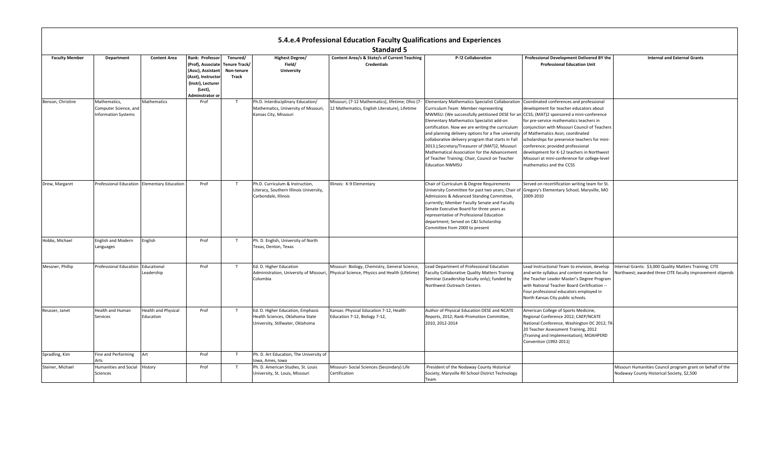# 5.4.e.4 Professional Education Faculty Qualifications and Experiences

## Standard 5

| Faculty Member | Department | Content Area | Rank: Professor (Prof), Associate (Assc), Assistant (Asst), Instructor (Instr), Lecturer (Lect), Adminstrator or | Tenured/ Tenure Track/ Non-tenure Track | Highest Degree/ Field/ University | Content Area/s & State/s of Current Teaching Credentials | P-!2 Collaboration | Professional Development Delivered BY the Professional Education Unit | Internal and External Grants |
|---|---|---|---|---|---|---|---|---|---|
| Benson, Christine | Mathematics, Computer Science, and Information Systems | Mathematics | Prof | T | Ph.D. Interdisciplinary Education/ Mathematics, University of Missouri, Kansas City, Missouri | Missouri, (7-12 Mathematics), lifetime; Ohio (7-12 Mathematics, English Literature), Lifetime | Elementary Mathematics Specialist Collaboration Curriculum Team Member representing MWMSU: (We successfully petitioned DESE for an Elementary Mathematics Specialist add-on certification. Now we are writing the curriculum and planning delivery options for a five university collaborative delivery program that starts in Fall 3013.);Secretary/Treasurer of (MAT)2, Missouri Mathematical Association for the Advancement of Teacher Training; Chair, Council on Teacher Education NWMSU | Coordinated conferences and professional development for teacher educators about CCSS; (MAT)2 sponsored a mini-conference for pre-service mathematics teachers in conjunction with Missouri Council of Teachers of Mathematics Assn; coordinated scholarships for preservice teachers for mini-conference; provided professional development for K-12 teachers in Northwest Missouri at mini-conference for college-level mathematics and the CCSS | |
| Drew, Margaret | Professional Education | Elementary Education | Prof | T | Ph.D. Curriculum & Instruction, Literacy, Southern Illinois University, Carbondale, Illinois | Illinois: K-9 Elementary | Chair of Curriculum & Degree Requirements University Committee for past two years; Chair of Admissions & Advanced Standing Committee, currently; Member Faculty Senate and Faculty Senate Executive Board for three years as representative of Professional Education department; Served on C&I Scholarship Committee from 2000 to present | Served on recertification writing team for St. Gregory's Elementary School, Maryville, MO 2009-2010 | |
| Hobbs, Michael | English and Modern Languages | English | Prof | T | Ph. D. English, University of North Texas, Denton, Texas | | | | |
| Messner, Phillip | Professional Education | Educational Leadership | Prof | T | Ed. D. Higher Education Administration, University of Missouri, Columbia | Missouri Biology, Chemistry, General Science, Physical Science, Physics and Health (Lifetime) | Lead Department of Professional Education Faculty Collaborative Quality Matters Training Seminar (Leadership faculty only); funded by Northwest Outreach Centers | Lead Instructional Team to envision, develop and write syllabus and content materials for the Teacher Leader Master's Degree Program with National Teacher Board Certification -- Four professional educators employed in North Kansas City public schools. | Internal Grants: $3,000 Quality Matters Training; CITE Northwest; awarded three CITE faculty improvement stipends |
| Reusser, Janet | Health and Human Services | Health and Physical Education | Prof | T | Ed. D. Higher Education, Emphasis Health Sciences, Oklahoma State University, Stillwater, Oklahoma | Kansas: Physical Education 7-12, Health Education 7-12, Biology 7-12, | Author of Physical Education DESE and NCATE Reports, 2012; Rank-Promotion Committee, 2010, 2012-2014 | American College of Sports Medicine, Regional Conference 2012; CAEP/NCATE National Conference, Washington DC 2012; TK-20 Teacher Assessment Training, 2012 (Training and Implementation); MOAHPERD Convention (1992-2011) | |
| Spradling, Kim | Fine and Performing Arts | Art | Prof | T | Ph. D. Art Education, The University of Iowa, Ames, Iowa | | | | |
| Steiner, Michael | Humanities and Social Sciences | History | Prof | T | Ph. D. American Studies, St. Louis University, St. Louis, Missouri | Missouri- Social Sciences (Secondary) Life Certification | President of the Nodaway County Historical Society; Maryville RII School District Technology Team | | Missouri Humanities Council program grant on behalf of the Nodaway County Historical Society, $2,500 |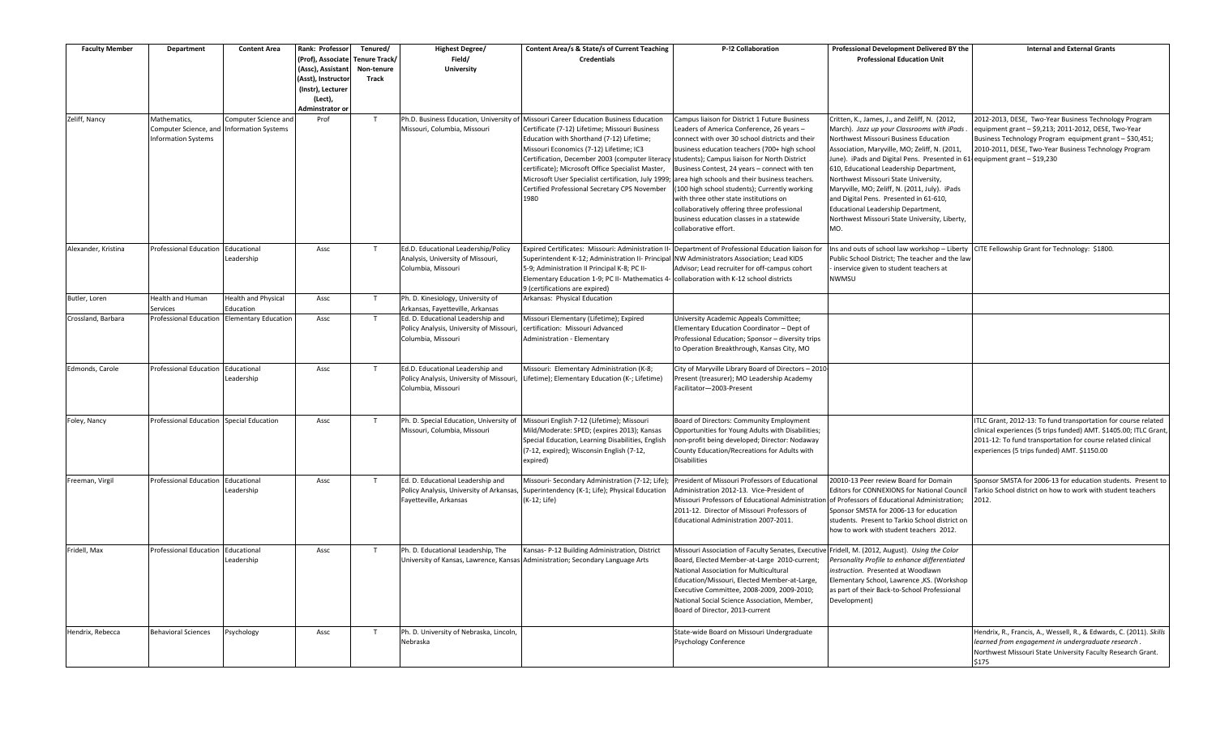| Faculty Member | Department | Content Area | Rank: Professor (Prof), Associate (Assc), Assistant (Asst), Instructor (Instr), Lecturer (Lect), Adminstrator or | Tenured/ Tenure Track/ Non-tenure Track | Highest Degree/ Field/ University | Content Area/s & State/s of Current Teaching Credentials | P-!2 Collaboration | Professional Development Delivered BY the Professional Education Unit | Internal and External Grants |
|---|---|---|---|---|---|---|---|---|---|
| Zeliff, Nancy | Mathematics, Computer Science, and Information Systems | Computer Science and Information Systems | Prof | T | Ph.D. Business Education, University of Missouri, Columbia, Missouri | Missouri Career Education Business Education Certificate (7-12) Lifetime; Missouri Business Education with Shorthand (7-12) Lifetime; Missouri Economics (7-12) Lifetime; IC3 Certification, December 2003 (computer literacy certificate); Microsoft Office Specialist Master, Microsoft User Specialist certification, July 1999; Certified Professional Secretary CPS November 1980 | Campus liaison for District 1 Future Business Leaders of America Conference, 26 years – connect with over 30 school districts and their business education teachers (700+ high school students); Campus liaison for North District Business Contest, 24 years – connect with ten area high schools and their business teachers. (100 high school students); Currently working with three other state institutions on collaboratively offering three professional business education classes in a statewide collaborative effort. | Critten, K., James, J., and Zeliff, N. (2012, March). *Jazz up your Classrooms with iPads*. Northwest Missouri Business Education Association, Maryville, MO; Zeliff, N. (2011, June). iPads and Digital Pens. Presented in 61-610, Educational Leadership Department, Northwest Missouri State University, Maryville, MO; Zeliff, N. (2011, July). iPads and Digital Pens. Presented in 61-610, Educational Leadership Department, Northwest Missouri State University, Liberty, MO. | 2012-2013, DESE, Two-Year Business Technology Program equipment grant – $9,213; 2011-2012, DESE, Two-Year Business Technology Program equipment grant – $30,451; 2010-2011, DESE, Two-Year Business Technology Program equipment grant – $19,230 |
| Alexander, Kristina | Professional Education | Educational Leadership | Assc | T | Ed.D. Educational Leadership/Policy Analysis, University of Missouri, Columbia, Missouri | Expired Certificates: Missouri: Administration II-Superintendent K-12; Administration II- Principal 5-9; Administration II Principal K-8; PC II-Elementary Education 1-9; PC II- Mathematics 4-9 (certifications are expired) | Department of Professional Education liaison for NW Administrators Association; Lead KIDS Advisor; Lead recruiter for off-campus cohort collaboration with K-12 school districts | Ins and outs of school law workshop – Liberty Public School District; The teacher and the law - inservice given to student teachers at NWMSU | CITE Fellowship Grant for Technology: $1800. |
| Butler, Loren | Health and Human Services | Health and Physical Education | Assc | T | Ph. D. Kinesiology, University of Arkansas, Fayetteville, Arkansas | Arkansas: Physical Education | | | |
| Crossland, Barbara | Professional Education | Elementary Education | Assc | T | Ed. D. Educational Leadership and Policy Analysis, University of Missouri, Columbia, Missouri | Missouri Elementary (Lifetime); Expired certification: Missouri Advanced Administration - Elementary | University Academic Appeals Committee; Elementary Education Coordinator – Dept of Professional Education; Sponsor – diversity trips to Operation Breakthrough, Kansas City, MO | | |
| Edmonds, Carole | Professional Education | Educational Leadership | Assc | T | Ed.D. Educational Leadership and Policy Analysis, University of Missouri, Columbia, Missouri | Missouri: Elementary Administration (K-8; Lifetime); Elementary Education (K-; Lifetime) | City of Maryville Library Board of Directors – 2010-Present (treasurer); MO Leadership Academy Facilitator—2003-Present | | |
| Foley, Nancy | Professional Education | Special Education | Assc | T | Ph. D. Special Education, University of Missouri, Columbia, Missouri | Missouri English 7-12 (Lifetime); Missouri Mild/Moderate: SPED; (expires 2013); Kansas Special Education, Learning Disabilities, English (7-12, expired); Wisconsin English (7-12, expired) | Board of Directors: Community Employment Opportunities for Young Adults with Disabilities; non-profit being developed; Director: Nodaway County Education/Recreations for Adults with Disabilities | | ITLC Grant, 2012-13: To fund transportation for course related clinical experiences (5 trips funded) AMT. $1405.00; ITLC Grant, 2011-12: To fund transportation for course related clinical experiences (5 trips funded) AMT. $1150.00 |
| Freeman, Virgil | Professional Education | Educational Leadership | Assc | T | Ed. D. Educational Leadership and Policy Analysis, University of Arkansas, Fayetteville, Arkansas | Missouri- Secondary Administration (7-12; Life); Superintendency (K-1; Life); Physical Education (K-12; Life) | President of Missouri Professors of Educational Administration 2012-13. Vice-President of Missouri Professors of Educational Administration 2011-12. Director of Missouri Professors of Educational Administration 2007-2011. | 20010-13 Peer review Board for Domain Editors for CONNEXIONS for National Council of Professors of Educational Administration; Sponsor SMSTA for 2006-13 for education students. Present to Tarkio School district on how to work with student teachers 2012. | Sponsor SMSTA for 2006-13 for education students. Present to Tarkio School district on how to work with student teachers 2012. |
| Fridell, Max | Professional Education | Educational Leadership | Assc | T | Ph. D. Educational Leadership, The University of Kansas, Lawrence, Kansas | Kansas- P-12 Building Administration, District Administration; Secondary Language Arts | Missouri Association of Faculty Senates, Executive Board, Elected Member-at-Large 2010-current; National Association for Multicultural Education/Missouri, Elected Member-at-Large, Executive Committee, 2008-2009, 2009-2010; National Social Science Association, Member, Board of Director, 2013-current | Fridell, M. (2012, August). *Using the Color Personality Profile to enhance differentiated instruction.* Presented at Woodlawn Elementary School, Lawrence ,KS. (Workshop as part of their Back-to-School Professional Development) | |
| Hendrix, Rebecca | Behavioral Sciences | Psychology | Assc | T | Ph. D. University of Nebraska, Lincoln, Nebraska | | State-wide Board on Missouri Undergraduate Psychology Conference | | Hendrix, R., Francis, A., Wessell, R., & Edwards, C. (2011). *Skills learned from engagement in undergraduate research*. Northwest Missouri State University Faculty Research Grant. $175 |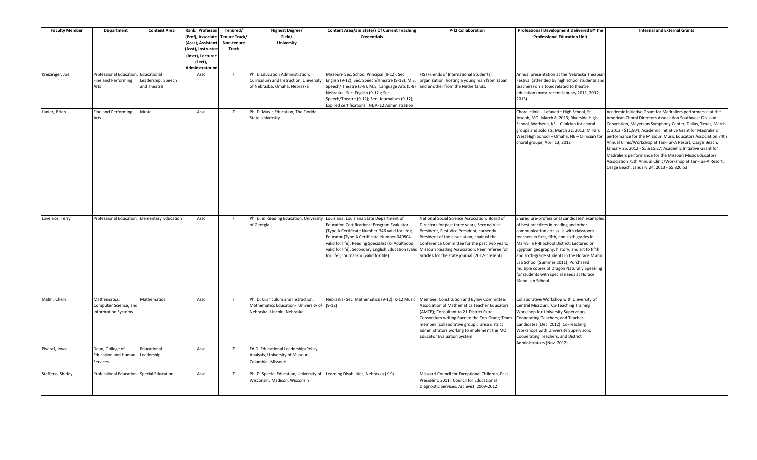| Faculty Member | Department | Content Area | Rank: Professor (Prof), Associate (Assc), Assistant (Asst), Instructor (Instr), Lecturer (Lect), Adminstrator or | Tenured/ Tenure Track/ Non-tenure Track | Highest Degree/ Field/ University | Content Area/s & State/s of Current Teaching Credentials | P-!2 Collaboration | Professional Development Delivered BY the Professional Education Unit | Internal and External Grants |
|---|---|---|---|---|---|---|---|---|---|
| Kreizinger, Joe | Professional Education; Fine and Performing Arts | Educational Leadership; Speech and Theatre | Assc | T | Ph. D Education Administration, Curriculum and Instruction, University of Nebraska, Omaha, Nebraska | Missouri- Sec. School Principal (9-12); Sec. English (9-12); Sec. Speech/Theatre (9-12); M.S. Speech/ Theatre (5-8); M.S. Language Arts (5-8) Nebraska- Sec. English (9-12); Sec. Speech/Theatre (9-12); Sec. Journalism (9-12); Expired certifications: NE K-12 Administration | FIS (Friends of International Students) organization, hosting a young man from Japan and another from the Netherlands. | Annual presentation at the Nebraska Thespian Festival (attended by high school students and teachers) on a topic related to theatre education (most recent January 2011, 2012, 2013). | |
| Lanier, Brian | Fine and Performing Arts | Music | Assc | T | Ph. D. Music Education, The Florida State University | | | Choral clinic – Lafayette High School, St. Joseph, MO March 8, 2013; Riverside High School, Wathena, KS – Clinician for choral groups and soloists, March 21, 2012; Millard West High School – Omaha, NE – Clinician for choral groups, April 13, 2012 | Academic Initiative Grant for Madraliers performance at the American Choral Directors Association Southwest Division Convention, Meyerson Symphony Center, Dallas, Texas, March 2, 2012 - $11,904; Academic Initiative Grant for Madraliers performance for the Missouri Music Educators Association 74th Annual Clinic/Workshop at Tan-Tar-A Resort, Osage Beach, January 26, 2012 - $5,915.27; Academic Initiative Grant for Madraliers performance for the Missouri Music Educators Association 75th Annual Clinic/Workshop at Tan-Tar-A Resort, Osage Beach, January 24, 2013 - $5,820.53 |
| Lovelace, Terry | Professional Education | Elementary Education | Assc | T | Ph. D. in Reading Education, University of Georgia | Louisiana: Louisiana State Department of Education Certifications: Program Evaluator (Type A Certificate Number 346 valid for life); Educator (Type A Certificate Number 040804 valid for life); Reading Specialist (K- Adulthood, valid for life); Secondary English Education (valid for life); Journalism (valid for life) | National Social Science Association: Board of Directors for past three years, Second Vice President, First Vice President, currently President of the association; chair of the Conference Committee for the past two years; Missouri Reading Association: Peer referee for articles for the state journal (2012-present) | Shared pre-professional candidates' examples of best practices in reading and other communication arts skills with classroom teachers in first, fifth, and sixth grades in Maryville R-II School District; Lectured on Egyptian geography, history, and art to fifth and sixth-grade students in the Horace Mann Lab School (Summer 2011); Purchased multiple copies of Dragon Naturally Speaking for students with special needs at Horace Mann Lab School | |
| Malm, Cheryl | Mathematics, Computer Science, and Information Systems | Mathematics | Assc | T | Ph. D. Curriculum and Instruction, Mathematics Education- University of Nebraska, Lincoln, Nebraska | Nebraska- Sec. Mathematics (9-12); K-12 Music (9-12) | Member, Constitution and Bylaw Committee: Association of Mathematics Teacher Educators (AMTE); Consultant to 21-District Rural Consortium writing Race to the Top Grant; Team member (collaborative group): area district administrators working to implement the MO Educator Evaluation System | Collaborative Workshop with University of Central Missouri: Co-Teaching Training Workshop for University Supervisors, Cooperating Teachers, and Teacher Candidates (Dec. 2012); Co-Teaching Workshops with University Supervisors, Cooperating Teachers, and District Administrators (Nov. 2012) | |
| Piveral, Joyce | Dean, College of Education and Human Services | Educational Leadership | Assc | T | Ed.D. Educational Leadership/Policy Analysis, University of Missouri, Columbia, Missouri | | | | |
| Steffens, Shirley | Professional Education | Special Education | Assc | T | Ph. D. Special Education, University of Wisconsin, Madison, Wisconsin | Learning Disabilities, Nebraska (K-9) | Missouri Council for Exceptional Children, Past President, 2011; Council for Educational Diagnostic Services, Archivist, 2009-2012 | | |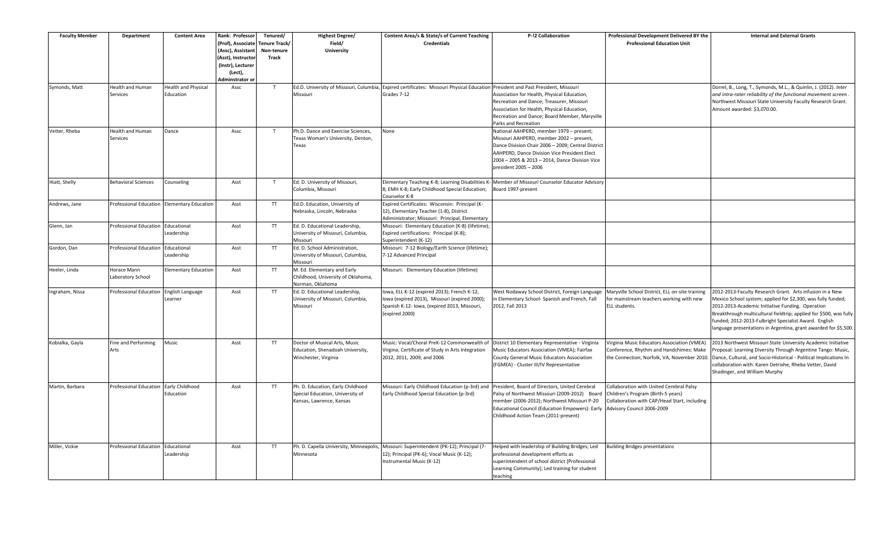| Faculty Member | Department | Content Area | Rank: Professor (Prof), Associate (Assc), Assistant (Asst), Instructor (Instr), Lecturer (Lect), Adminstrator or | Tenured/ Tenure Track/ Non-tenure Track | Highest Degree/ Field/ University | Content Area/s & State/s of Current Teaching Credentials | P-!2 Collaboration | Professional Development Delivered BY the Professional Education Unit | Internal and External Grants |
|---|---|---|---|---|---|---|---|---|---|
| Symonds, Matt | Health and Human Services | Health and Physical Education | Assc | T | Ed.D. University of Missouri, Columbia, Missouri | Expired certificates: Missouri Physical Education Grades 7-12 | President and Past President, Missouri Association for Health, Physical Education, Recreation and Dance; Treasurer, Missouri Association for Health, Physical Education, Recreation and Dance; Board Member, Maryville Parks and Recreation | | Dorrel, B., Long, T., Symonds, M.L., & Quinlin, J. (2012). *Inter and intra-rater reliability of the functional movement screen*. Northwest Missouri State University Faculty Research Grant. Amount awarded: $3,070.00. |
| Vetter, Rheba | Health and Human Services | Dance | Assc | T | Ph.D. Dance and Exercise Sciences, Texas Woman's University, Denton, Texas | None | National AAHPERD, member 1979 – present; Missouri AAHPERD, member 2002 – present, Dance Division Chair 2006 – 2009; Central District AAHPERD, Dance Division Vice President Elect 2004 – 2005 & 2013 – 2014, Dance Division Vice president 2005 – 2006 | | |
| Hiatt, Shelly | Behavioral Sciences | Counseling | Asst | T | Ed. D. University of Missouri, Columbia, Missouri | Elementary Teaching K-8; Learning Disabilities K-8; EMH K-8; Early Childhood Special Education; Counselor K-8 | Member of Missouri Counselor Educator Advisory Board 1997-present | | |
| Andrews, Jane | Professional Education | Elementary Education | Asst | TT | Ed.D. Education, University of Nebraska, Lincoln, Nebraska | Expired Certificates: Wisconsin: Principal (K-12), Elementary Teacher (1-8), District Adiministrator; Missouri: Principal, Elementary | | | |
| Glenn, Jan | Professional Education | Educational Leadership | Asst | TT | Ed. D. Educational Leadership, University of Missouri, Columbia, Missouri | Missouri: Elementary Education (K-8) (lifetime); Expired certifications: Principal (K-8); Superintendent (K-12) | | | |
| Gordon, Dan | Professional Education | Educational Leadership | Asst | TT | Ed. D. School Administration, University of Missouri, Columbia, Missouri | Missouri: 7-12 Biology/Earth Science (lifetime); 7-12 Advanced Principal | | | |
| Heeler, Linda | Horace Mann Laboratory School | Elementary Education | Asst | TT | M. Ed. Elementary and Early Childhood, University of Oklahoma, Norman, Oklahoma | Missouri: Elementary Education (lifetime) | | | |
| Ingraham, Nissa | Professional Education | English Language Learner | Asst | TT | Ed. D. Educational Leadership, University of Missouri, Columbia, Missouri | Iowa, ELL K-12 (expired 2013); French K-12, Iowa (expired 2013), Missouri (expired 2000); Spanish K-12- Iowa, (expired 2013, Missouri, (expired 2000) | West Nodaway School District, Foreign Language in Elementary School- Spanish and French, Fall 2012, Fall 2013 | Maryville School District, ELL on-site training for mainstream teachers working with new ELL students. | 2012-2013-Faculty Research Grant. Arts infusion in a New Mexico School system; applied for $2,300, was fully funded; 2012-2013-Academic Initiative Funding. Operation Breakthrough multicultural fieldtrip; applied for $500, was fully funded; 2012-2013-Fulbright Specialist Award. English language presentations in Argentina, grant awarded for $5,500. |
| Kobialka, Gayla | Fine and Performing Arts | Music | Asst | TT | Doctor of Musical Arts, Music Education, Shenadoah University, Winchester, Virginia | Music: Vocal/Choral PreK-12 Commonwealth of Virgina; Certificate of Study in Arts Integration 2012, 2011, 2009, and 2006 | District 10 Elementary Representative - Virginia Music Educators Association (VMEA); Fairfax County General Music Educators Association (FGMEA) - Cluster III/IV Representative | Virginia Music Educators Association (VMEA) Conference, Rhythm and Handchimes: Make the Connection, Norfolk, VA, November 2010. | 2013 Northwest Missouri State University Academic Initiative Proposal: Learning Diversity Through Argentine Tango: Music, Dance, Cultural, and Socio-Historical - Political Implications In collaboration with: Karen Detrixhe, Rheba Vetter, David Shadinger, and William Murphy |
| Martin, Barbara | Professional Education | Early Childhood Education | Asst | TT | Ph. D. Education, Early Childhood Special Education, University of Kansas, Lawrence, Kansas | Missouri: Early Childhood Education (p-3rd) and Early Childhood Special Education (p-3rd) | President, Board of Directors, United Cerebral Palsy of Northwest Missouri (2009-2012) Board member (2006-2012); Northwest Missouri P-20 Educational Council (Education Empowers): Early Childhood Action Team (2011-present) | Collaboration with United Cerebral Palsy Children's Program (Birth-5 years) Collaboration with CAP/Head Start, including Advisory Council 2006-2009 | |
| Miller, Vickie | Professional Education | Educational Leadership | Asst | TT | Ph. D. Capella University, Minneapolis, Minnesota | Missouri: Superintendent (PK-12); Principal (7-12); Principal (PK-6); Vocal Music (K-12); Instrumental Music (K-12) | Helped with leadership of Building Bridges; Led professional development efforts as superintendent of school district (Professional Learning Community); Led training for student teaching | Building Bridges presentations | |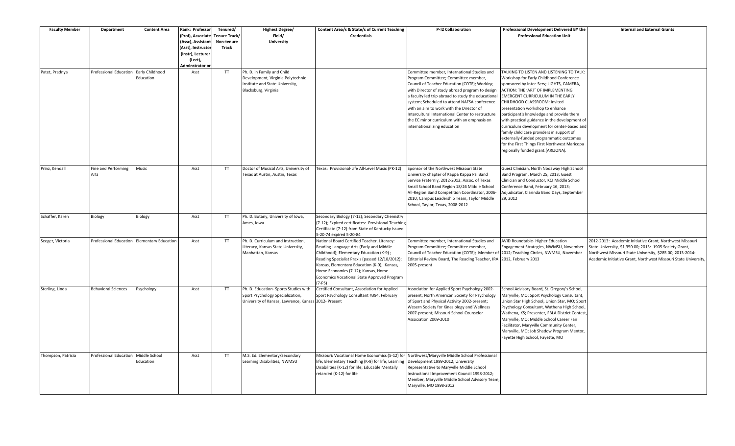| Faculty Member | Department | Content Area | Rank: Professor (Prof), Associate (Assc), Assistant (Asst), Instructor (Instr), Lecturer (Lect), Adminstrator or | Tenured/ Tenure Track/ Non-tenure Track | Highest Degree/ Field/ University | Content Area/s & State/s of Current Teaching Credentials | P-!2 Collaboration | Professional Development Delivered BY the Professional Education Unit | Internal and External Grants |
|---|---|---|---|---|---|---|---|---|---|
| Patet, Pradnya | Professional Education | Early Childhood Education | Asst | TT | Ph. D. in Family and Child Development, Virginia Polytechnic Institute and State University, Blacksburg, Virginia | | Committee member, International Studies and Program Committee; Committee member, Council of Teacher Education (COTE); Working with Director of study abroad program to design a faculty led trip abroad to study the educational system; Scheduled to attend NAFSA conference with an aim to work with the Director of Intercultural International Center to restructure the EC minor curriculum with an emphasis on internationalizing education | TALKING TO LISTEN AND LISTENING TO TALK: Workshop for Early Childhood Conference sponsored by Inter-Serv; LIGHTS, CAMERA, ACTION: THE 'ART' OF IMPLEMENTING EMERGENT CURRICULUM IN THE EARLY CHILDHOOD CLASSROOM: Invited presentation workshop to enhance participant's knowledge and provide them with practical guidance in the development of curriculum development for center-based and family child care providers in support of externally-funded programmatic outcomes for the First Things First Northwest Maricopa regionally funded grant.(ARIZONA). | |
| Prinz, Kendall | Fine and Performing Arts | Music | Asst | TT | Doctor of Musical Arts, University of Texas at Austin, Austin, Texas | Texas: Provisional-Life All-Level Music (PK-12) | Sponsor of the Northwest Missouri State University chapter of Kappa Kappa Psi Band Service Fraterniy, 2012-2013; Assoc. of Texas Small School Band Region 18/26 Middle School All-Region Band Competition Coordinator, 2006-2010; Campus Leadership Team, Taylor Middle School, Taylor, Texas, 2008-2012 | Guest Clinician, North Nodaway High School Band Program, March 25, 2013; Guest Clinician and Conductor, KCI Middle School Conference Band, February 16, 2013; Adjudicator, Clarinda Band Days, September 29, 2012 | |
| Schaffer, Karen | Biology | Biology | Asst | TT | Ph. D. Botany, University of Iowa, Ames, Iowa | Secondary Biology (7-12); Secondary Chemistry (7-12); Expired certificates: Provisional Teaching Certificate (7-12) from State of Kentucky issued 5-20-74 expired 5-20-84 | | | |
| Seeger, Victoria | Professional Education | Elementary Education | Asst | TT | Ph. D. Curriculum and Instruction, Literacy, Kansas State University, Manhattan, Kansas | National Board Certified Teacher, Literacy: Reading-Language Arts (Early and Middle Childhood); Elementary Education (K-9) ; Reading Specialist Praxis (passed 12/18/2012); Kansas, Elementary Education (K-9); Kansas, Home Economics (7-12); Kansas, Home Economics Vocational State Approved Program (7-PS) | Committee member, International Studies and Program Committee; Committee member, Council of Teacher Education (COTE); Member of Editorial Review Board, The Reading Teacher, IRA 2005-present | AVID Roundtable- Higher Education Engagement Strategies, NWMSU, November 2012; Teaching Circles, NWMSU, November 2012, February 2013 | 2012-2013: Academic Initiative Grant, Northwest Missouri State University, $1,350.00; 2013: 1905 Society Grant, Northwest Missouri State University, $285.00; 2013-2014: Academic Initiative Grant, Northwest Missouri State University, |
| Sterling, Linda | Behavioral Sciences | Psychology | Asst | TT | Ph. D. Education- Sports Studies with Sport Psychology Specialization, University of Kansas, Lawrence, Kansas | Certified Consultant, Association for Applied Sport Psychology Consultant #394, February 2012- Present | Association for Applied Sport Psychology 2002-present; North American Society for Psychology of Sport and Physical Activity 2002-present; Wesern Society for Kinesiology and Wellness 2007-present; Missouri School Counselor Association 2009-2010 | School Advisory Board, St. Gregory's School, Maryville, MO; Sport Psychology Consultant, Union Star High School, Union Star, MO; Sport Psychology Consultant, Wathena High School, Wathena, KS; Presenter, FBLA District Contest, Maryville, MO; Middle School Career Fair Facilitator, Maryville Community Center, Maryville, MO; Job Shadow Program Mentor, Fayette High School, Fayette, MO | |
| Thompson, Patricia | Professional Education | Middle School Education | Asst | TT | M.S. Ed. Elementary/Secondary Learning Disabilities, NWMSU | Missouri: Vocational Home Economics (5-12) for life; Elementary Teaching (K-9) for life; Learning Disabilities (K-12) for life; Educable Mentally retarded (K-12) for life | Northwest/Maryville Middle School Professional Development 1999-2012; University Representative to Maryville Middle School Instructional Improvement Council 1998-2012; Member, Maryville Middle School Advisory Team, Maryville, MO 1998-2012 | | |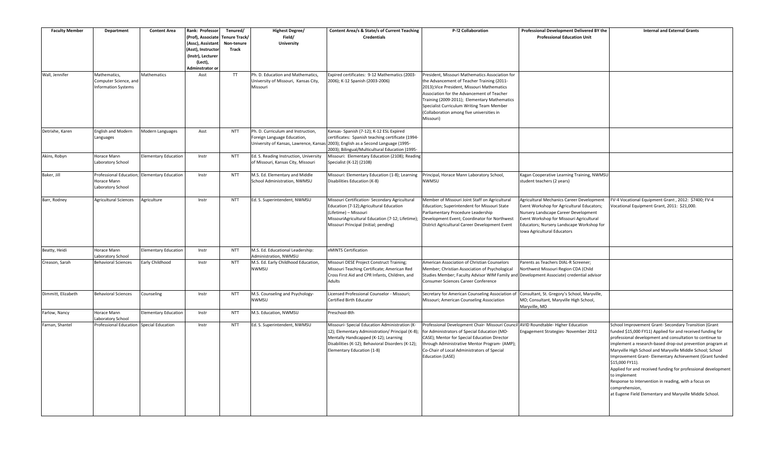| Faculty Member | Department | Content Area | Rank: Professor (Prof), Associate (Assc), Assistant (Asst), Instructor (Instr), Lecturer (Lect), Adminstrator or | Tenured/ Tenure Track/ Non-tenure Track | Highest Degree/ Field/ University | Content Area/s & State/s of Current Teaching Credentials | P-!2 Collaboration | Professional Development Delivered BY the Professional Education Unit | Internal and External Grants |
|---|---|---|---|---|---|---|---|---|---|
| Wall, Jennifer | Mathematics, Computer Science, and Information Systems | Mathematics | Asst | TT | Ph. D. Education and Mathematics, University of Missouri, Kansas City, Missouri | Expired certificates: 9-12 Mathematics (2003-2006); K-12 Spanish (2003-2006) | President, Missouri Mathematics Association for the Advancement of Teacher Training (2011-2013);Vice President, Missouri Mathematics Association for the Advancement of Teacher Training (2009-2011); Elementary Mathematics Specialist Curriculum Writing Team Member (Collaboration among five universities in Missouri) | | |
| Detrixhe, Karen | English and Modern Languages | Modern Languages | Asst | NTT | Ph. D. Curriculum and Instruction, Foreign Language Education, University of Kansas, Lawrence, Kansas | Kansas- Spanish (7-12); K-12 ESL Expired certificates: Spanish teaching certificate (1994-2003); English as a Second Language (1995-2003); Bilingual/Multicultural Education )1995- | | | |
| Akins, Robyn | Horace Mann Laboratory School | Elementary Education | Instr | NTT | Ed. S. Reading Instruction, University of Missouri, Kansas City, Missouri | Missouri: Elementary Education (2108); Reading Specialist (K-12) (2108) | | | |
| Baker, Jill | Professional Education; Horace Mann Laboratory School | Elementary Education | Instr | NTT | M.S. Ed. Elementary and Middle School Administration, NWMSU | Missouri: Elementary Education (1-8); Learning Disabilities Education (K-8) | Principal, Horace Mann Laboratory School, NWMSU | Kagan Cooperative Learning Training, NWMSU student teachers (2 years) | |
| Barr, Rodney | Agricultural Sciences | Agriculture | Instr | NTT | Ed. S. Superintendent, NWMSU | Missouri Certification- Secondary Agricultural Education (7-12);Agricultural Education (Lifetime) – Missouri MissouriAgricultural Education (7-12; Lifetime); Missouri Principal (Initial; pending) | Member of Missouri Joint Staff on Agricultural Education; Superintendent for Missouri State Parliamentary Procedure Leadership Development Event; Coordinator for Northwest District Agricultural Career Development Event | Agricultural Mechanics Career Development Event Workshop for Agricultural Educators; Nursery Landscape Career Development Event Workshop for Missouri Agricultural Educators; Nursery Landscape Workshop for Iowa Agricultural Educators | FV-4 Vocational Equipment Grant , 2012: $7400; FV-4 Vocational Equipment Grant, 2011: $21,000. |
| Beatty, Heidi | Horace Mann Laboratory School | Elementary Education | Instr | NTT | M.S. Ed. Educational Leadership: Administration, NWMSU | eMINTS Certification | | | |
| Creason, Sarah | Behavioral Sciences | Early Childhood | Instr | NTT | M.S. Ed. Early Childhood Education, NWMSU | Missouri DESE Project Construct Training; Missouri Teaching Certificate; American Red Cross First Aid and CPR Infants, Children, and Adults | American Association of Christian Counselors Member; Christian Association of Psychological Studies Member; Faculty Advisor WIM Family and Consumer Sciences Career Conference | Parents as Teachers DIAL-R Screener; Northwest Missouri Region CDA (Child Development Associate) credential advisor | |
| Dimmitt, Elizabeth | Behavioral Sciences | Counseling | Instr | NTT | M.S. Counseling and Psychology-NWMSU | Licensed Professional Counselor - Missouri; Certified Birth Educator | Secretary for American Counseling Association of Missouri; American Counseling Association | Consultant, St. Gregory's School, Maryville, MO; Consultant, Maryville High School, Maryville, MO | |
| Farlow, Nancy | Horace Mann Laboratory School | Elementary Education | Instr | NTT | M.S. Education, NWMSU | Preschool-8th | | | |
| Farnan, Shantel | Professional Education | Special Education | Instr | NTT | Ed. S. Superintendent, NWMSU | Missouri- Special Education Administration (K-12); Elementary Administration/ Principal (K-8); Mentally Handicapped (K-12); Learning Disabilities (K-12); Behavioral Disorders (K-12); Elementary Education (1-8) | Professional Development Chair- Missouri Council for Administrators of Special Education (MO-CASE); Mentor for Special Education Director through Administrative Mentor Program- (AMP); Co-Chair of Local Administrators of Special Education (LASE) | AVID Roundtable- Higher Education Engagement Strategies- November 2012 | School Improvement Grant- Secondary Transition (Grant funded $15,000 FY11) Applied for and received funding for professional development and consultation to continue to implement a research-based drop-out prevention program at Maryville High School and Maryville Middle School; School Improvement Grant- Elementary Achievement (Grant funded $15,000 FY11). Applied for and received funding for professional development to implement Response to Intervention in reading, with a focus on comprehension, at Eugene Field Elementary and Maryville Middle School. |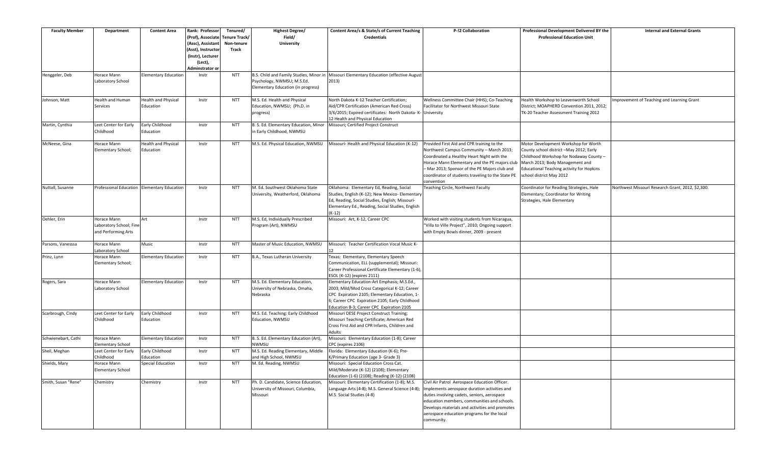| Faculty Member | Department | Content Area | Rank: Professor (Prof), Associate (Assc), Assistant (Asst), Instructor (Instr), Lecturer (Lect), Adminstrator or | Tenured/ Tenure Track/ Non-tenure Track | Highest Degree/ Field/ University | Content Area/s & State/s of Current Teaching Credentials | P-12 Collaboration | Professional Development Delivered BY the Professional Education Unit | Internal and External Grants |
|---|---|---|---|---|---|---|---|---|---|
| Henggeler, Deb | Horace Mann Laboratory School | Elementary Education | Instr | NTT | B.S. Child and Family Studies, Minor in Psychology, NWMSU; M.S.Ed. Elementary Education (in progress) | Missouri Elementary Education (effective August 2013) | | | |
| Johnson, Matt | Health and Human Services | Health and Physical Education | Instr | NTT | M.S. Ed. Health and Physical Education, NWMSU; (Ph.D. in progress) | North Dakota K-12 Teacher Certification; Aid/CPR Certification (American Red Cross) 3/6/2015; Expired certificates: North Dakota- K-12 Health and Physical Education | Wellness Committee Chair (HHS); Co-Teaching Facilitator for Northwest Missouri State University | Health Workshop to Leavenworth School District; MOAPHERD Convention 2011, 2012; TK-20 Teacher Assessment Training 2012 | Improvement of Teaching and Learning Grant |
| Martin, Cynthia | Leet Center for Early Childhood | Early Childhood Education | Instr | NTT | B. S. Ed. Elementary Education, Minor in Early Childhood, NWMSU | Missouri; Certified Project Construct | | | |
| McNeese, Gina | Horace Mann Elementary School; | Health and Physical Education | Instr | NTT | M.S. Ed. Physical Education, NWMSU | Missouri- Health and Physical Education (K-12) | Provided First Aid and CPR training to the Northwest Campus Community – March 2013; Coordinated a Healthy Heart Night with the Horace Mann Elementary and the PE majors club – Mar 2013; Sponsor of the PE Majors club and coordinator of students traveling to the State PE convention | Motor Development Workshop for Worth County school district –May 2012; Early Childhood Workshop for Nodaway County – March 2013; Body Management and Educational Teaching activity for Hopkins school district May 2012 | |
| Nuttall, Susanne | Professional Education | Elementary Education | Instr | NTT | M. Ed. Southwest Oklahoma State University, Weatherford, Oklahoma | Oklahoma: Elementary Ed, Reading, Social Studies, English (K-12); New Mexico- Elementary Ed, Reading, Social Studies, English; Missouri- Elementary Ed., Reading, Social Studies, English (K-12) | Teaching Circle, Northwest Faculty | Coordinator for Reading Strategies, Hale Elementary; Coordinator for Writing Strategies, Hale Elementary | Northwest Missouri Research Grant, 2012, $2,300. |
| Oehler, Erin | Horace Mann Laboratory School; Fine and Performing Arts | Art | Instr | NTT | M.S. Ed, Individually Prescribed Program (Art), NWMSU | Missouri: Art, K-12, Career CPC | Worked with visiting students from Nicaragua, "Villa to Ville Project", 2010; Ongoing support with Empty Bowls dinner, 2009 - present | | |
| Parsons, Vanesssa | Horace Mann Laboratory School | Music | Instr | NTT | Master of Music Education, NWMSU | Missouri: Teacher Certification Vocal Music K-12 | | | |
| Prinz, Lynn | Horace Mann Elementary School; | Elementary Education | Instr | NTT | B.A., Texas Lutheran University | Texas: Elementary, Elementary Speech Communication, ELL (supplemental); Missouri: Career Professional Certificate Elementary (1-6), ESOL (K-12) (expires 2111) | | | |
| Rogers, Sara | Horace Mann Laboratory School | Elementary Education | Instr | NTT | M.S. Ed. Elementary Education, University of Nebraska, Omaha, Nebraska | Elementary Education-Art Emphasis; M.S.Ed., 2003; Mild/Mod Cross Categorical K-12; Career CPC Expiration 2105; Elementary Education, 1-6; Career CPC Expiration 2105; Early Childhood Education B-3; Career CPC Expiration 2105 | | | |
| Scarbrough, Cindy | Leet Center for Early Childhood | Early Childhood Education | Instr | NTT | M.S. Ed. Teaching: Early Childhood Education, NWMSU | Missouri DESE Project Construct Training; Missouri Teaching Certificate; American Red Cross First Aid and CPR Infants, Children and Adults | | | |
| Schwienebart, Cathi | Horace Mann Elementary School | Elementary Education | Instr | NTT | B. S. Ed. Elementary Education (Art), NWMSU | Missouri: Elementary Education (1-8); Career CPC (expires 2106) | | | |
| Sheil, Meghan | Leet Center for Early Childhood | Early Childhood Education | Instr | NTT | M.S. Ed. Reading Elementary, Middle and High School, NWMSU | Florida: Elementary Education (K-6); Pre-K/Primary Education (age 3- Grade 3) | | | |
| Shields, Mary | Horace Mann Elementary School | Special Education | Instr | NTT | M. Ed. Reading, NWMSU | Missouri: Special Education Cross Cat. Mild/Moderate (K-12) (2108); Elementary Education (1-6) (2108); Reading (K-12) (2108) | | | |
| Smith, Susan "Rene" | Chemistry | Chemistry | Instr | NTT | Ph. D. Candidate, Science Education, University of Missouri, Columbia, Missouri | Missouri: Elementary Certification (1-8); M.S. Language Arts (4-8); M.S. General Science (4-8); M.S. Social Studies (4-8) | Civil Air Patrol Aerospace Education Officer. Implements aerospace duration activities and duties involving cadets, seniors, aerospace education members, communities and schools. Develops materials and activities and promotes aerospace education programs for the local community. | | |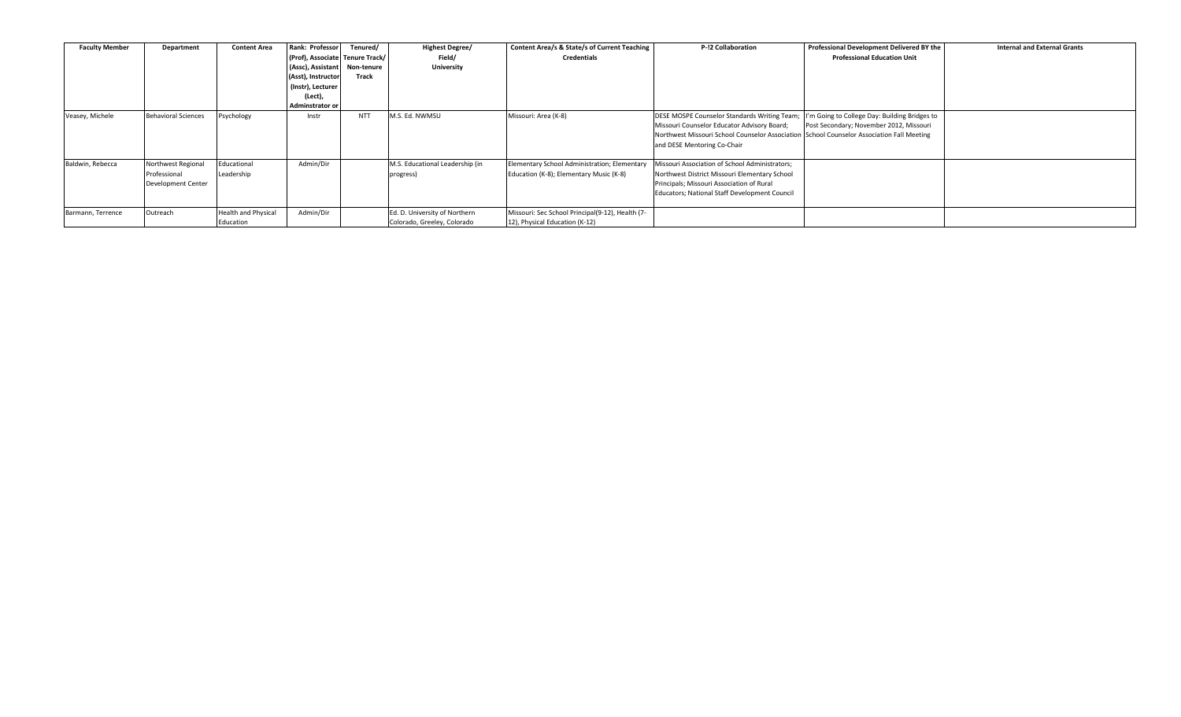| Faculty Member | Department | Content Area | Rank: Professor (Prof), Associate (Assc), Assistant (Asst), Instructor (Instr), Lecturer (Lect), Adminstrator or | Tenured/ Tenure Track/ Non-tenure Track | Highest Degree/ Field/ University | Content Area/s & State/s of Current Teaching Credentials | P-!2 Collaboration | Professional Development Delivered BY the Professional Education Unit | Internal and External Grants |
|---|---|---|---|---|---|---|---|---|---|
| Veasey, Michele | Behavioral Sciences | Psychology | Instr | NTT | M.S. Ed. NWMSU | Missouri: Area (K-8) | DESE MOSPE Counselor Standards Writing Team; Missouri Counselor Educator Advisory Board; Northwest Missouri School Counselor Association and DESE Mentoring Co-Chair | I'm Going to College Day: Building Bridges to Post Secondary; November 2012, Missouri School Counselor Association Fall Meeting | |
| Baldwin, Rebecca | Northwest Regional Professional Development Center | Educational Leadership | Admin/Dir | | M.S. Educational Leadership (in progress) | Elementary School Administration; Elementary Education (K-8); Elementary Music (K-8) | Missouri Association of School Administrators; Northwest District Missouri Elementary School Principals; Missouri Association of Rural Educators; National Staff Development Council | | |
| Barmann, Terrence | Outreach | Health and Physical Education | Admin/Dir | | Ed. D. University of Northern Colorado, Greeley, Colorado | Missouri: Sec School Principal(9-12), Health (7-12), Physical Education (K-12) | | | |